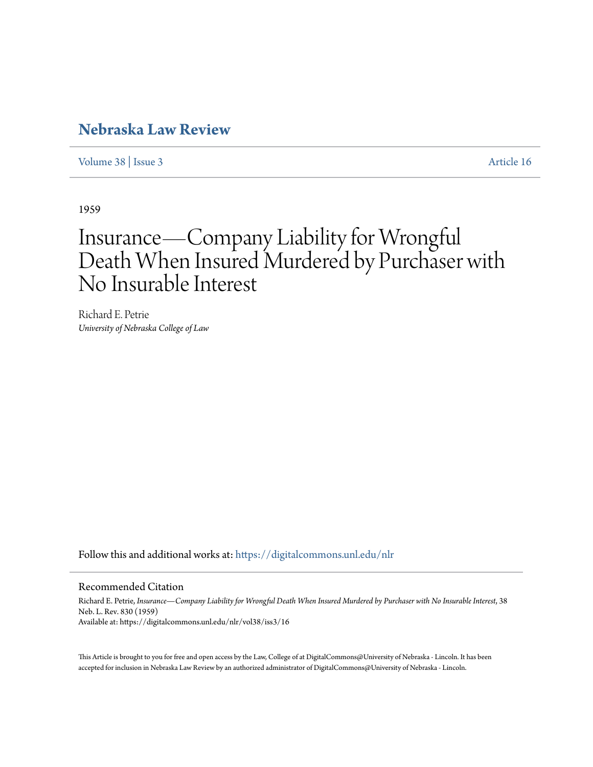# Nebraska Law Review

Volume 38 | Issue 3 Article 16

1959

# Insurance—Company Liability for Wrongful Death When Insured Murdered by Purchaser with No Insurable Interest

Richard E. Petrie
*University of Nebraska College of Law*

Follow this and additional works at: https://digitalcommons.unl.edu/nlr

## Recommended Citation

Richard E. Petrie, *Insurance—Company Liability for Wrongful Death When Insured Murdered by Purchaser with No Insurable Interest*, 38 Neb. L. Rev. 830 (1959)
Available at: https://digitalcommons.unl.edu/nlr/vol38/iss3/16

This Article is brought to you for free and open access by the Law, College of at DigitalCommons@University of Nebraska - Lincoln. It has been accepted for inclusion in Nebraska Law Review by an authorized administrator of DigitalCommons@University of Nebraska - Lincoln.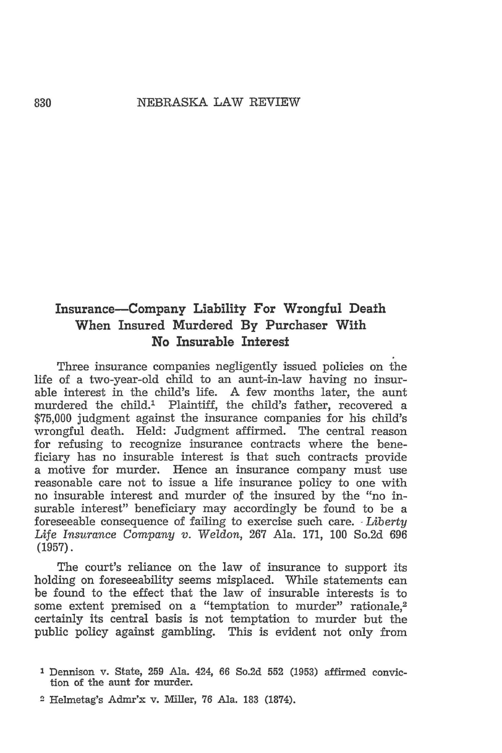## Insurance—Company Liability For Wrongful Death When Insured Murdered By Purchaser With No Insurable Interest

Three insurance companies negligently issued policies on the life of a two-year-old child to an aunt-in-law having no insurable interest in the child's life. A few months later, the aunt murdered the child.[1] Plaintiff, the child's father, recovered a $75,000 judgment against the insurance companies for his child's wrongful death. Held: Judgment affirmed. The central reason for refusing to recognize insurance contracts where the beneficiary has no insurable interest is that such contracts provide a motive for murder. Hence an insurance company must use reasonable care not to issue a life insurance policy to one with no insurable interest and murder of the insured by the "no insurable interest" beneficiary may accordingly be found to be a foreseeable consequence of failing to exercise such care. *Liberty Life Insurance Company v. Weldon*, 267 Ala. 171, 100 So.2d 696 (1957).

The court's reliance on the law of insurance to support its holding on foreseeability seems misplaced. While statements can be found to the effect that the law of insurable interests is to some extent premised on a "temptation to murder" rationale,[2] certainly its central basis is not temptation to murder but the public policy against gambling. This is evident not only from

[1] Dennison v. State, 259 Ala. 424, 66 So.2d 552 (1953) affirmed conviction of the aunt for murder.

[2] Helmetag's Admr'x v. Miller, 76 Ala. 183 (1874).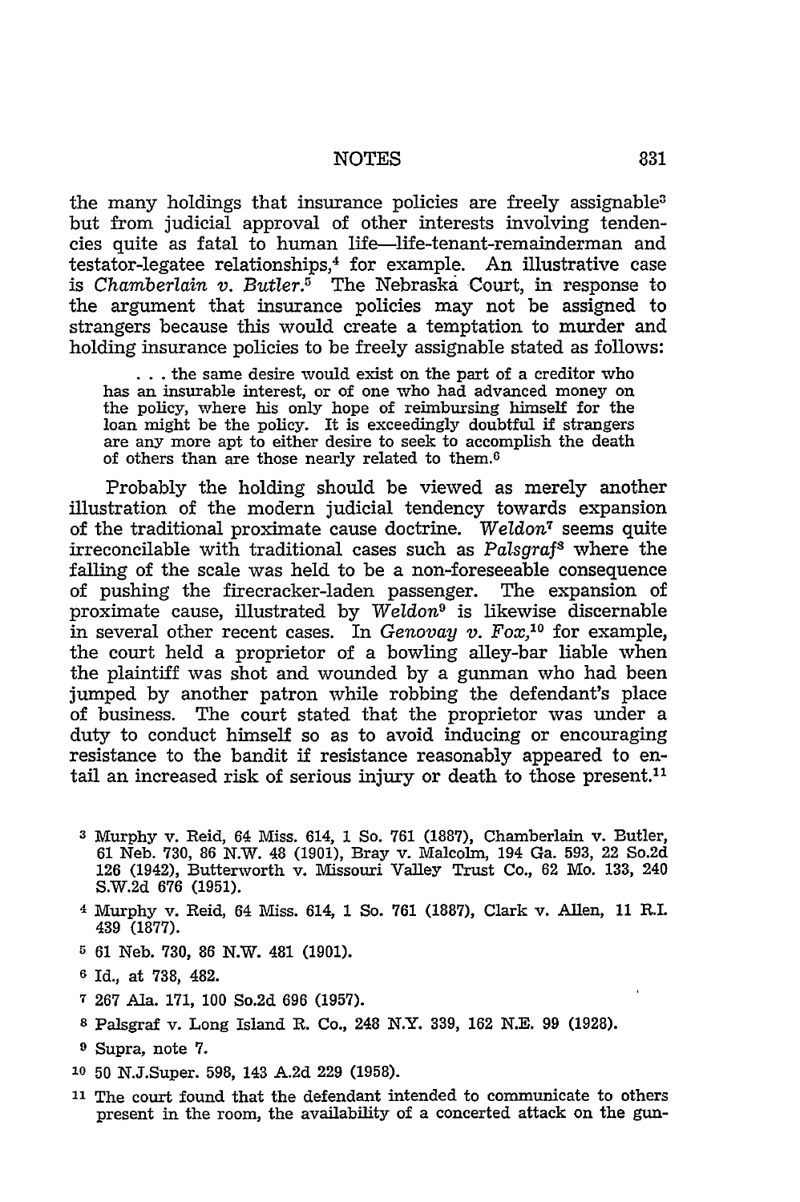the many holdings that insurance policies are freely assignable[3] but from judicial approval of other interests involving tendencies quite as fatal to human life—life-tenant-remainderman and testator-legatee relationships,[4] for example. An illustrative case is *Chamberlain v. Butler*.[5] The Nebraska Court, in response to the argument that insurance policies may not be assigned to strangers because this would create a temptation to murder and holding insurance policies to be freely assignable stated as follows:

> . . . the same desire would exist on the part of a creditor who has an insurable interest, or of one who had advanced money on the policy, where his only hope of reimbursing himself for the loan might be the policy. It is exceedingly doubtful if strangers are any more apt to either desire to seek to accomplish the death of others than are those nearly related to them.[6]

Probably the holding should be viewed as merely another illustration of the modern judicial tendency towards expansion of the traditional proximate cause doctrine. *Weldon*[7] seems quite irreconcilable with traditional cases such as *Palsgraf*[8] where the falling of the scale was held to be a non-foreseeable consequence of pushing the firecracker-laden passenger. The expansion of proximate cause, illustrated by *Weldon*[9] is likewise discernable in several other recent cases. In *Genovay v. Fox*,[10] for example, the court held a proprietor of a bowling alley-bar liable when the plaintiff was shot and wounded by a gunman who had been jumped by another patron while robbing the defendant's place of business. The court stated that the proprietor was under a duty to conduct himself so as to avoid inducing or encouraging resistance to the bandit if resistance reasonably appeared to entail an increased risk of serious injury or death to those present.[11]

---

[3] Murphy v. Reid, 64 Miss. 614, 1 So. 761 (1887), Chamberlain v. Butler, 61 Neb. 730, 86 N.W. 48 (1901), Bray v. Malcolm, 194 Ga. 593, 22 So.2d 126 (1942), Butterworth v. Missouri Valley Trust Co., 62 Mo. 133, 240 S.W.2d 676 (1951).

[4] Murphy v. Reid, 64 Miss. 614, 1 So. 761 (1887), Clark v. Allen, 11 R.I. 439 (1877).

[5] 61 Neb. 730, 86 N.W. 481 (1901).

[6] Id., at 738, 482.

[7] 267 Ala. 171, 100 So.2d 696 (1957).

[8] Palsgraf v. Long Island R. Co., 248 N.Y. 339, 162 N.E. 99 (1928).

[9] Supra, note 7.

[10] 50 N.J.Super. 598, 143 A.2d 229 (1958).

[11] The court found that the defendant intended to communicate to others present in the room, the availability of a concerted attack on the gun-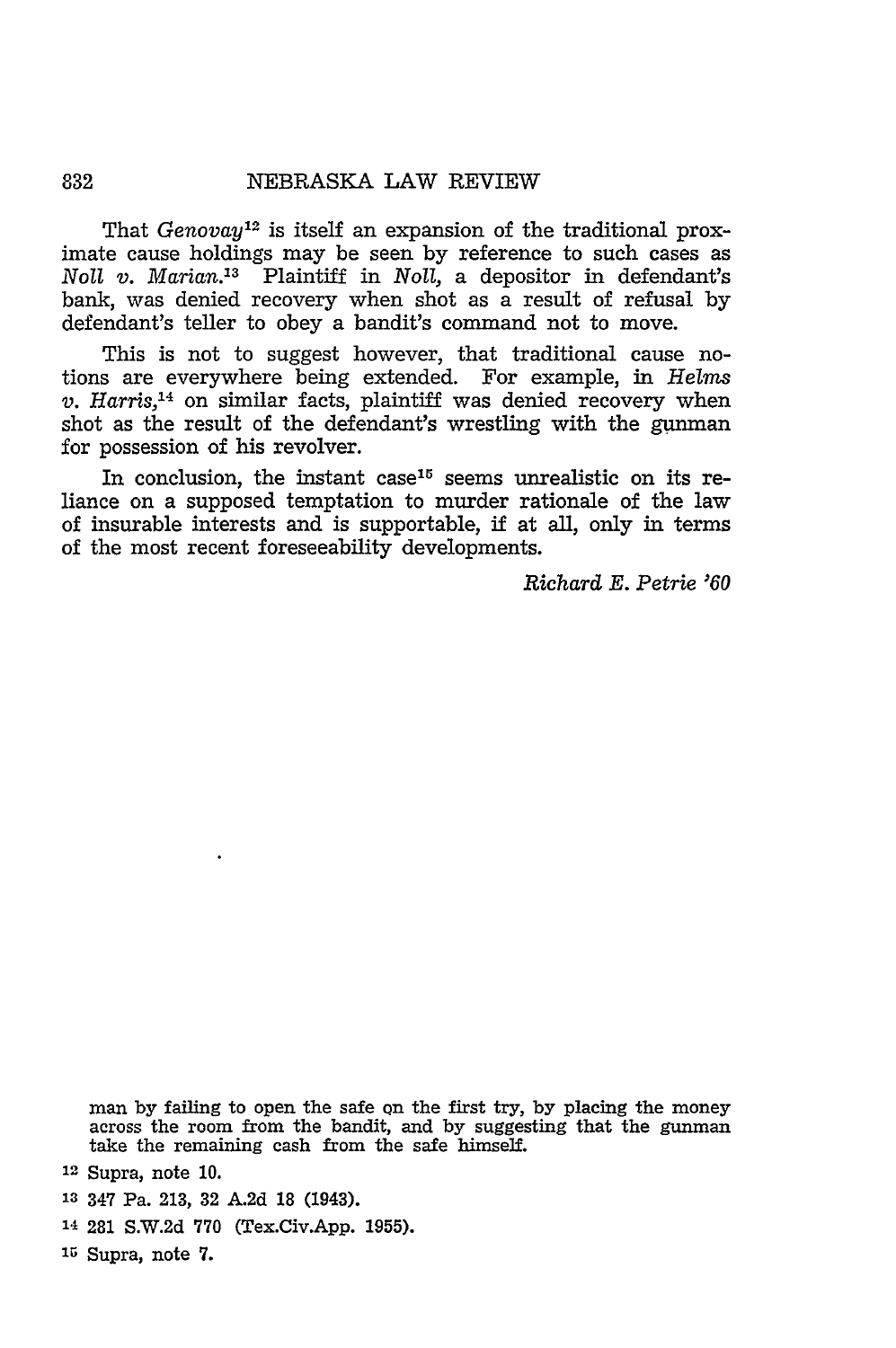That *Genovay*[12] is itself an expansion of the traditional proximate cause holdings may be seen by reference to such cases as *Noll v. Marian.*[13] Plaintiff in *Noll*, a depositor in defendant's bank, was denied recovery when shot as a result of refusal by defendant's teller to obey a bandit's command not to move.

This is not to suggest however, that traditional cause notions are everywhere being extended. For example, in *Helms v. Harris,*[14] on similar facts, plaintiff was denied recovery when shot as the result of the defendant's wrestling with the gunman for possession of his revolver.

In conclusion, the instant case[15] seems unrealistic on its reliance on a supposed temptation to murder rationale of the law of insurable interests and is supportable, if at all, only in terms of the most recent foreseeability developments.

*Richard E. Petrie '60*

---

man by failing to open the safe on the first try, by placing the money across the room from the bandit, and by suggesting that the gunman take the remaining cash from the safe himself.

[12] Supra, note 10.

[13] 347 Pa. 213, 32 A.2d 18 (1943).

[14] 281 S.W.2d 770 (Tex.Civ.App. 1955).

[15] Supra, note 7.